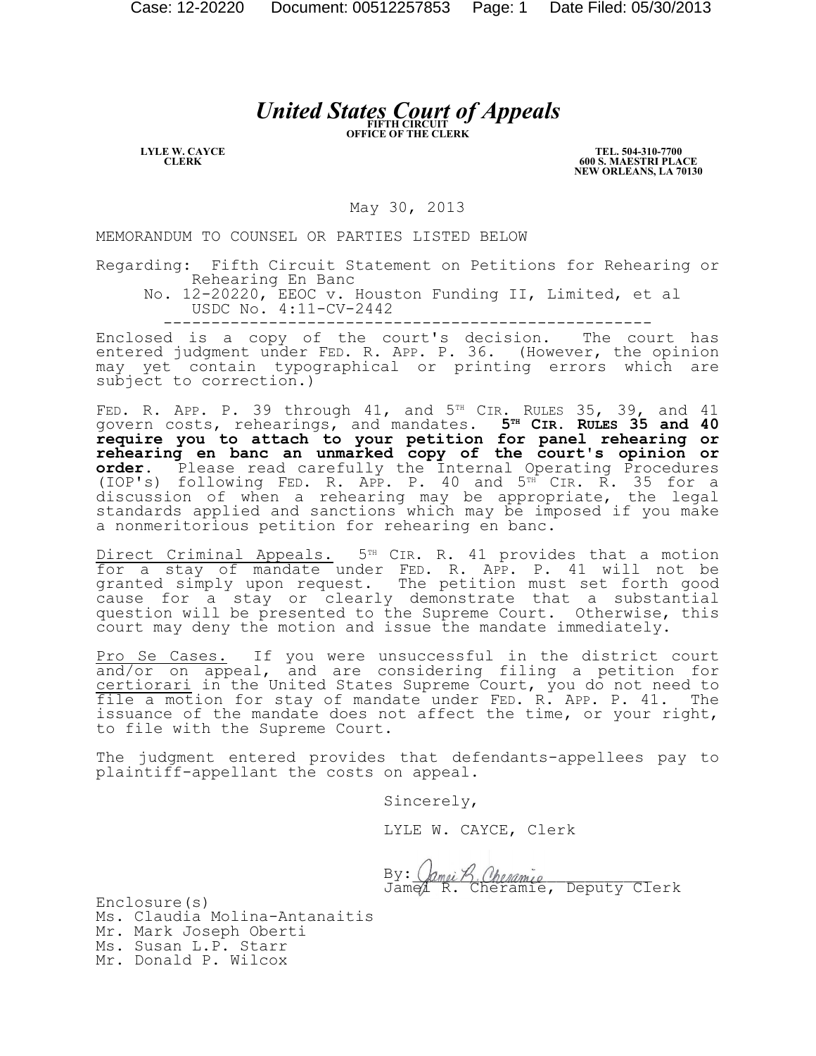# *United States Court of Appeals*

**FIFTH CIRCUIT**
**OFFICE OF THE CLERK**

**LYLE W. CAYCE**
**CLERK**

**TEL. 504-310-7700**
**600 S. MAESTRI PLACE**
**NEW ORLEANS, LA 70130**

May 30, 2013

MEMORANDUM TO COUNSEL OR PARTIES LISTED BELOW

Regarding: Fifth Circuit Statement on Petitions for Rehearing or Rehearing En Banc

No. 12-20220, EEOC v. Houston Funding II, Limited, et al
USDC No. 4:11-CV-2442

---

Enclosed is a copy of the court's decision. The court has entered judgment under FED. R. APP. P. 36. (However, the opinion may yet contain typographical or printing errors which are subject to correction.)

FED. R. APP. P. 39 through 41, and 5TH CIR. RULES 35, 39, and 41 govern costs, rehearings, and mandates. **5TH CIR. RULES 35 and 40 require you to attach to your petition for panel rehearing or rehearing en banc an unmarked copy of the court's opinion or order.** Please read carefully the Internal Operating Procedures (IOP's) following FED. R. APP. P. 40 and 5TH CIR. R. 35 for a discussion of when a rehearing may be appropriate, the legal standards applied and sanctions which may be imposed if you make a nonmeritorious petition for rehearing en banc.

Direct Criminal Appeals. 5TH CIR. R. 41 provides that a motion for a stay of mandate under FED. R. APP. P. 41 will not be granted simply upon request. The petition must set forth good cause for a stay or clearly demonstrate that a substantial question will be presented to the Supreme Court. Otherwise, this court may deny the motion and issue the mandate immediately.

Pro Se Cases. If you were unsuccessful in the district court and/or on appeal, and are considering filing a petition for certiorari in the United States Supreme Court, you do not need to file a motion for stay of mandate under FED. R. APP. P. 41. The issuance of the mandate does not affect the time, or your right, to file with the Supreme Court.

The judgment entered provides that defendants-appellees pay to plaintiff-appellant the costs on appeal.

Sincerely,

LYLE W. CAYCE, Clerk

By: _______________________
Jamei R. Cheramie, Deputy Clerk

Enclosure(s)
Ms. Claudia Molina-Antanaitis
Mr. Mark Joseph Oberti
Ms. Susan L.P. Starr
Mr. Donald P. Wilcox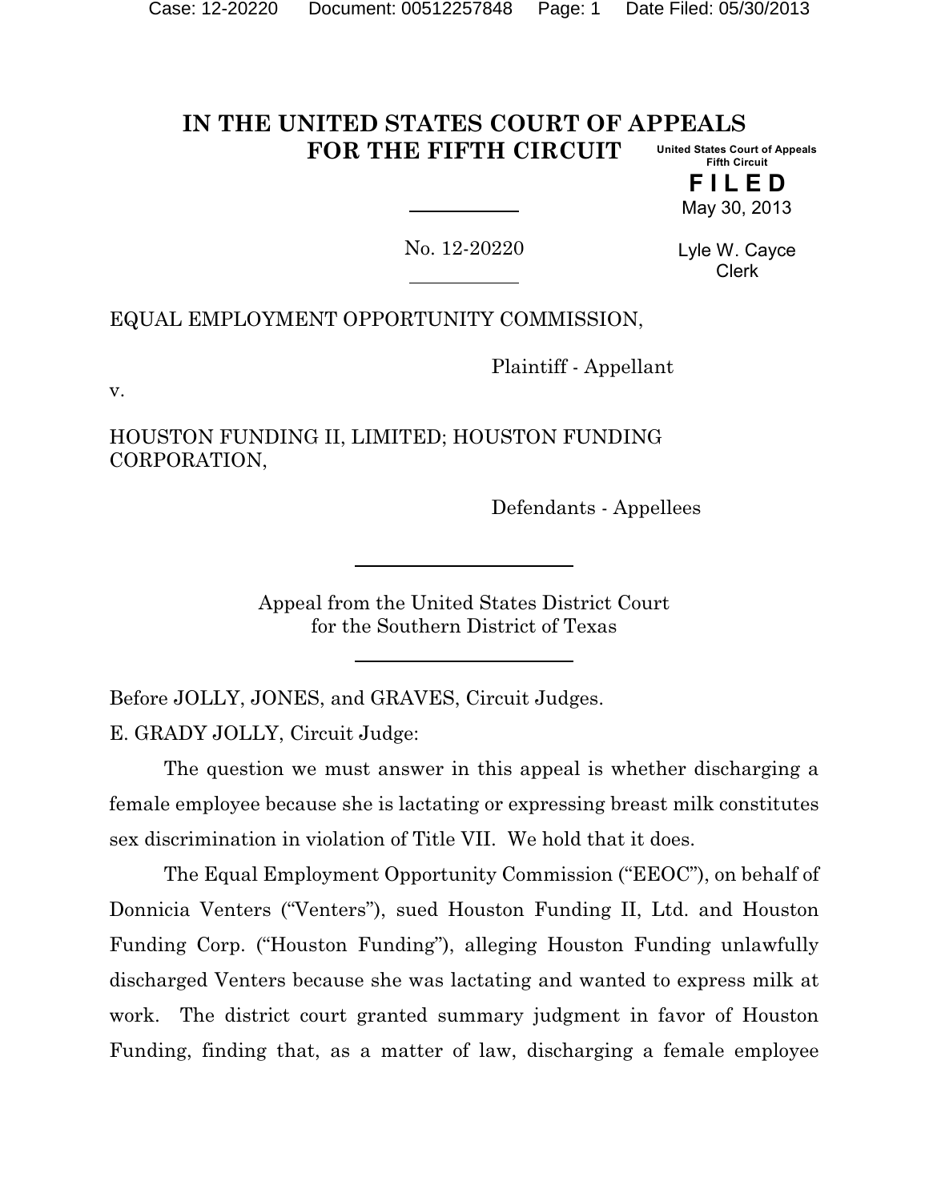# IN THE UNITED STATES COURT OF APPEALS FOR THE FIFTH CIRCUIT

United States Court of Appeals
Fifth Circuit
**FILED**
May 30, 2013

Lyle W. Cayce
Clerk

No. 12-20220

EQUAL EMPLOYMENT OPPORTUNITY COMMISSION,

Plaintiff - Appellant

v.

HOUSTON FUNDING II, LIMITED; HOUSTON FUNDING CORPORATION,

Defendants - Appellees

Appeal from the United States District Court
for the Southern District of Texas

Before JOLLY, JONES, and GRAVES, Circuit Judges.

E. GRADY JOLLY, Circuit Judge:

The question we must answer in this appeal is whether discharging a female employee because she is lactating or expressing breast milk constitutes sex discrimination in violation of Title VII. We hold that it does.

The Equal Employment Opportunity Commission ("EEOC"), on behalf of Donnicia Venters ("Venters"), sued Houston Funding II, Ltd. and Houston Funding Corp. ("Houston Funding"), alleging Houston Funding unlawfully discharged Venters because she was lactating and wanted to express milk at work. The district court granted summary judgment in favor of Houston Funding, finding that, as a matter of law, discharging a female employee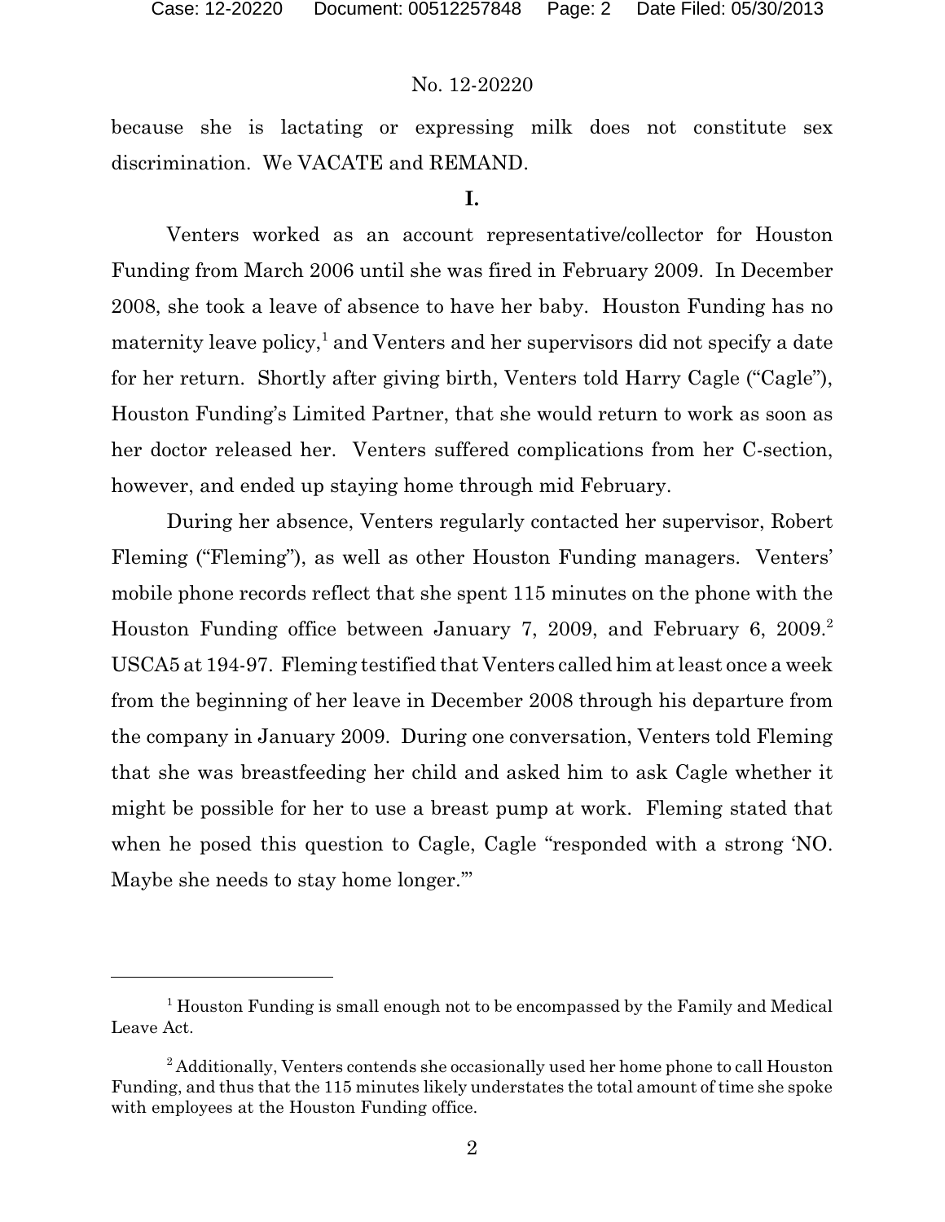because she is lactating or expressing milk does not constitute sex discrimination. We VACATE and REMAND.

## I.

Venters worked as an account representative/collector for Houston Funding from March 2006 until she was fired in February 2009. In December 2008, she took a leave of absence to have her baby. Houston Funding has no maternity leave policy,[1] and Venters and her supervisors did not specify a date for her return. Shortly after giving birth, Venters told Harry Cagle ("Cagle"), Houston Funding's Limited Partner, that she would return to work as soon as her doctor released her. Venters suffered complications from her C-section, however, and ended up staying home through mid February.

During her absence, Venters regularly contacted her supervisor, Robert Fleming ("Fleming"), as well as other Houston Funding managers. Venters' mobile phone records reflect that she spent 115 minutes on the phone with the Houston Funding office between January 7, 2009, and February 6, 2009.[2] USCA5 at 194-97. Fleming testified that Venters called him at least once a week from the beginning of her leave in December 2008 through his departure from the company in January 2009. During one conversation, Venters told Fleming that she was breastfeeding her child and asked him to ask Cagle whether it might be possible for her to use a breast pump at work. Fleming stated that when he posed this question to Cagle, Cagle "responded with a strong 'NO. Maybe she needs to stay home longer.'"

---

[1] Houston Funding is small enough not to be encompassed by the Family and Medical Leave Act.

[2] Additionally, Venters contends she occasionally used her home phone to call Houston Funding, and thus that the 115 minutes likely understates the total amount of time she spoke with employees at the Houston Funding office.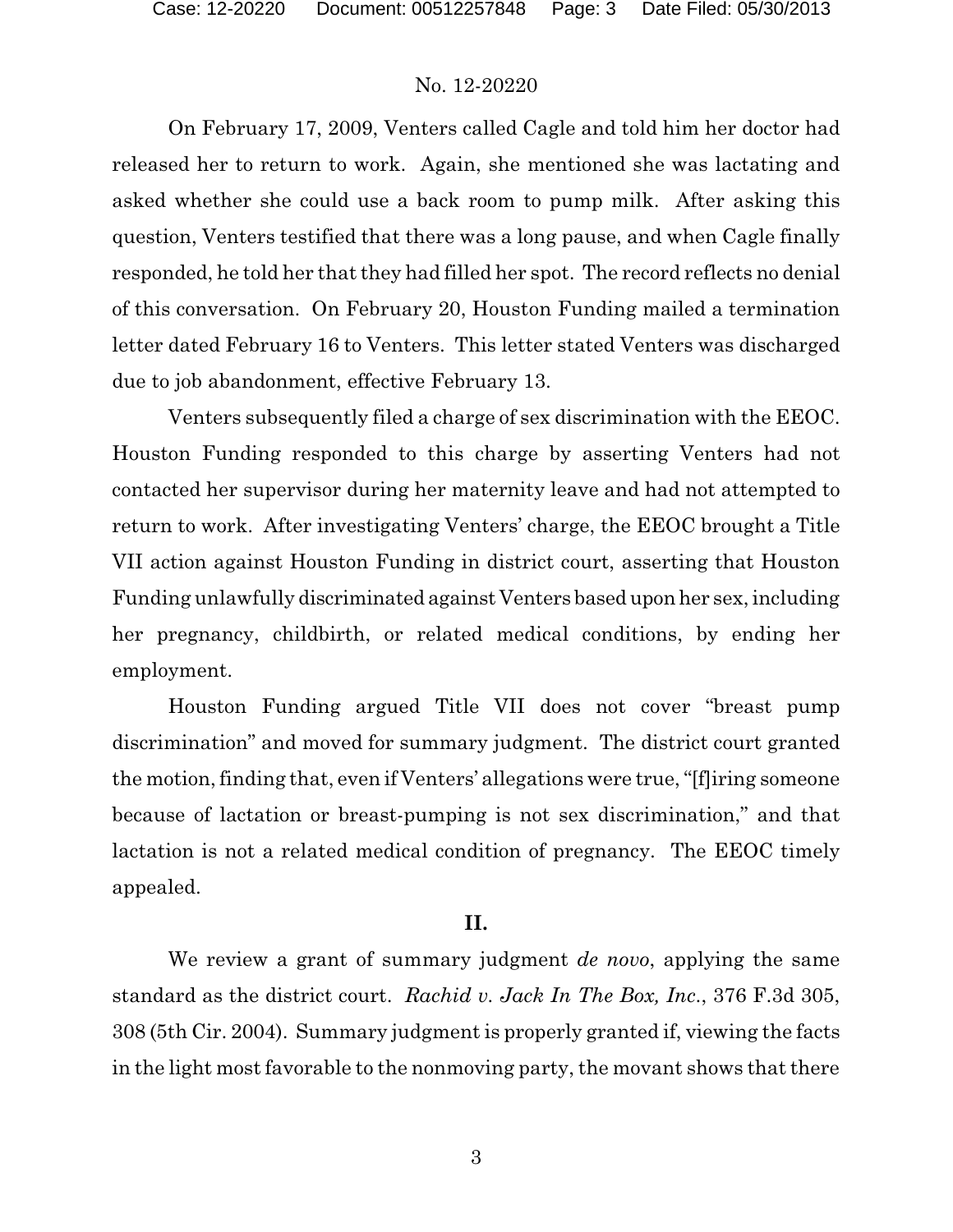On February 17, 2009, Venters called Cagle and told him her doctor had released her to return to work. Again, she mentioned she was lactating and asked whether she could use a back room to pump milk. After asking this question, Venters testified that there was a long pause, and when Cagle finally responded, he told her that they had filled her spot. The record reflects no denial of this conversation. On February 20, Houston Funding mailed a termination letter dated February 16 to Venters. This letter stated Venters was discharged due to job abandonment, effective February 13.

Venters subsequently filed a charge of sex discrimination with the EEOC. Houston Funding responded to this charge by asserting Venters had not contacted her supervisor during her maternity leave and had not attempted to return to work. After investigating Venters' charge, the EEOC brought a Title VII action against Houston Funding in district court, asserting that Houston Funding unlawfully discriminated against Venters based upon her sex, including her pregnancy, childbirth, or related medical conditions, by ending her employment.

Houston Funding argued Title VII does not cover "breast pump discrimination" and moved for summary judgment. The district court granted the motion, finding that, even if Venters' allegations were true, "[f]iring someone because of lactation or breast-pumping is not sex discrimination," and that lactation is not a related medical condition of pregnancy. The EEOC timely appealed.

## II.

We review a grant of summary judgment *de novo*, applying the same standard as the district court. *Rachid v. Jack In The Box, Inc.*, 376 F.3d 305, 308 (5th Cir. 2004). Summary judgment is properly granted if, viewing the facts in the light most favorable to the nonmoving party, the movant shows that there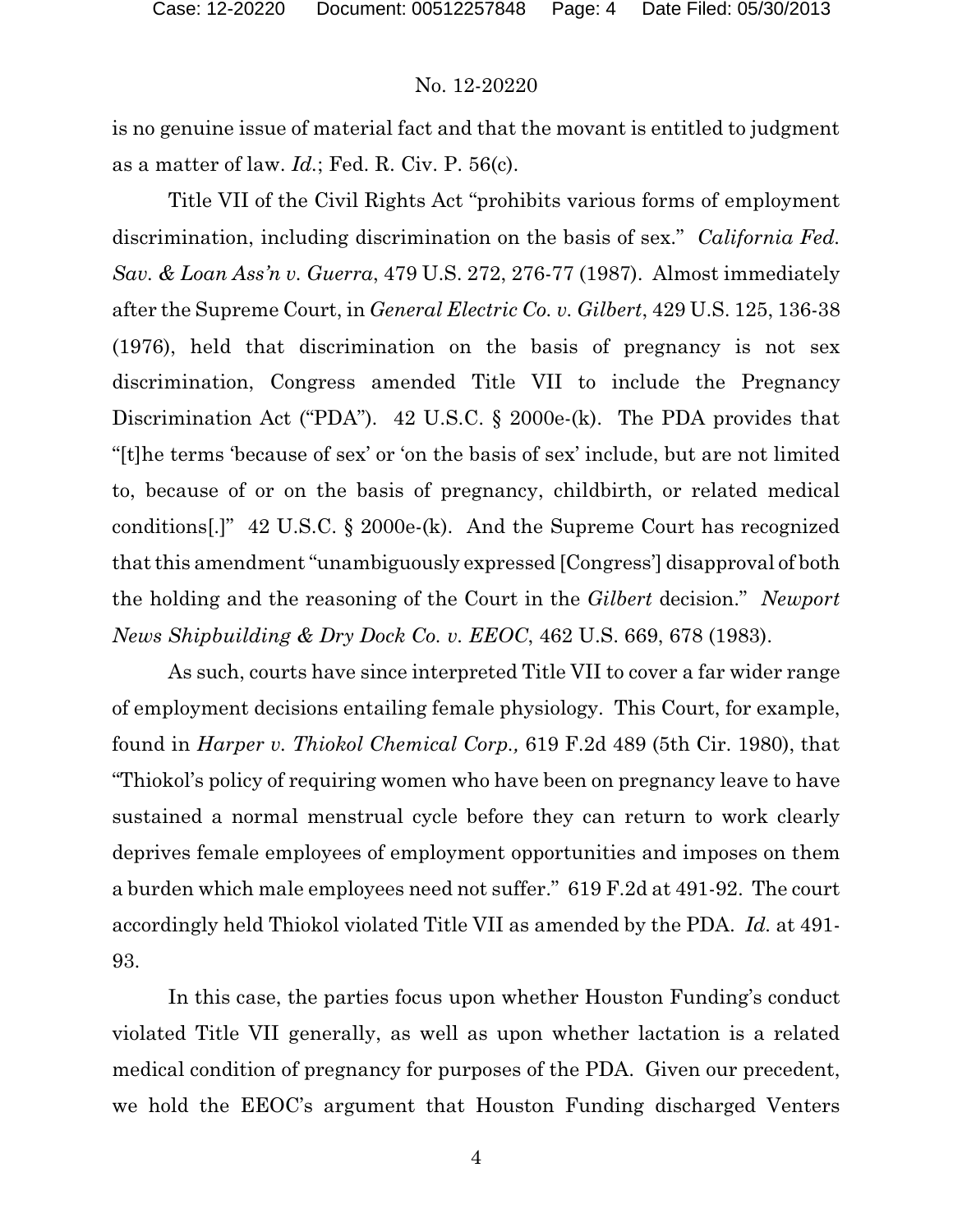is no genuine issue of material fact and that the movant is entitled to judgment as a matter of law. *Id.*; Fed. R. Civ. P. 56(c).

Title VII of the Civil Rights Act "prohibits various forms of employment discrimination, including discrimination on the basis of sex." *California Fed. Sav. & Loan Ass'n v. Guerra*, 479 U.S. 272, 276-77 (1987). Almost immediately after the Supreme Court, in *General Electric Co. v. Gilbert*, 429 U.S. 125, 136-38 (1976), held that discrimination on the basis of pregnancy is not sex discrimination, Congress amended Title VII to include the Pregnancy Discrimination Act ("PDA"). 42 U.S.C. § 2000e-(k). The PDA provides that "[t]he terms 'because of sex' or 'on the basis of sex' include, but are not limited to, because of or on the basis of pregnancy, childbirth, or related medical conditions[.]" 42 U.S.C. § 2000e-(k). And the Supreme Court has recognized that this amendment "unambiguously expressed [Congress'] disapproval of both the holding and the reasoning of the Court in the *Gilbert* decision." *Newport News Shipbuilding & Dry Dock Co. v. EEOC*, 462 U.S. 669, 678 (1983).

As such, courts have since interpreted Title VII to cover a far wider range of employment decisions entailing female physiology. This Court, for example, found in *Harper v. Thiokol Chemical Corp.,* 619 F.2d 489 (5th Cir. 1980), that "Thiokol's policy of requiring women who have been on pregnancy leave to have sustained a normal menstrual cycle before they can return to work clearly deprives female employees of employment opportunities and imposes on them a burden which male employees need not suffer." 619 F.2d at 491-92. The court accordingly held Thiokol violated Title VII as amended by the PDA. *Id.* at 491-93.

In this case, the parties focus upon whether Houston Funding's conduct violated Title VII generally, as well as upon whether lactation is a related medical condition of pregnancy for purposes of the PDA. Given our precedent, we hold the EEOC's argument that Houston Funding discharged Venters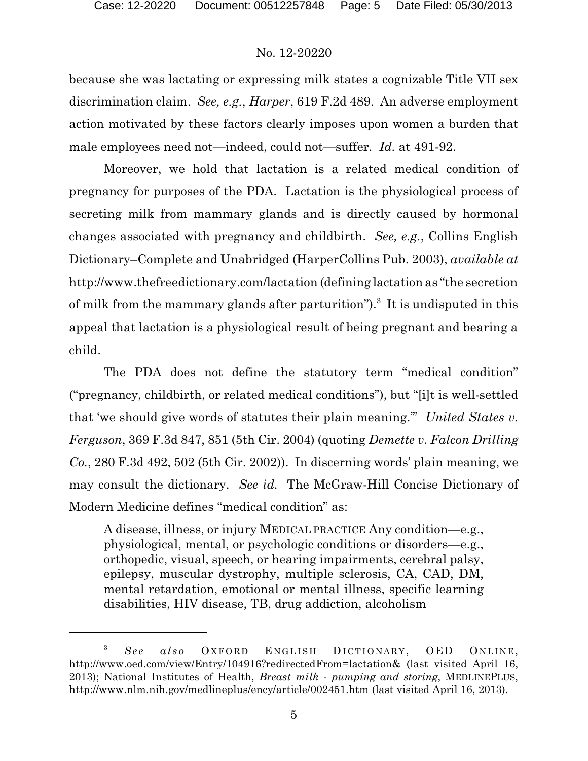because she was lactating or expressing milk states a cognizable Title VII sex discrimination claim. *See, e.g.*, *Harper*, 619 F.2d 489. An adverse employment action motivated by these factors clearly imposes upon women a burden that male employees need not—indeed, could not—suffer. *Id.* at 491-92.

Moreover, we hold that lactation is a related medical condition of pregnancy for purposes of the PDA. Lactation is the physiological process of secreting milk from mammary glands and is directly caused by hormonal changes associated with pregnancy and childbirth. *See, e.g.*, Collins English Dictionary–Complete and Unabridged (HarperCollins Pub. 2003), *available at* http://www.thefreedictionary.com/lactation (defining lactation as "the secretion of milk from the mammary glands after parturition").[3] It is undisputed in this appeal that lactation is a physiological result of being pregnant and bearing a child.

The PDA does not define the statutory term "medical condition" ("pregnancy, childbirth, or related medical conditions"), but "[i]t is well-settled that 'we should give words of statutes their plain meaning.'" *United States v. Ferguson*, 369 F.3d 847, 851 (5th Cir. 2004) (quoting *Demette v. Falcon Drilling Co.*, 280 F.3d 492, 502 (5th Cir. 2002)). In discerning words' plain meaning, we may consult the dictionary. *See id.* The McGraw-Hill Concise Dictionary of Modern Medicine defines "medical condition" as:

> A disease, illness, or injury MEDICAL PRACTICE Any condition—e.g., physiological, mental, or psychologic conditions or disorders—e.g., orthopedic, visual, speech, or hearing impairments, cerebral palsy, epilepsy, muscular dystrophy, multiple sclerosis, CA, CAD, DM, mental retardation, emotional or mental illness, specific learning disabilities, HIV disease, TB, drug addiction, alcoholism

---

[3] *See also* OXFORD ENGLISH DICTIONARY, OED ONLINE, http://www.oed.com/view/Entry/104916?redirectedFrom=lactation& (last visited April 16, 2013); National Institutes of Health, *Breast milk - pumping and storing*, MEDLINEPLUS, http://www.nlm.nih.gov/medlineplus/ency/article/002451.htm (last visited April 16, 2013).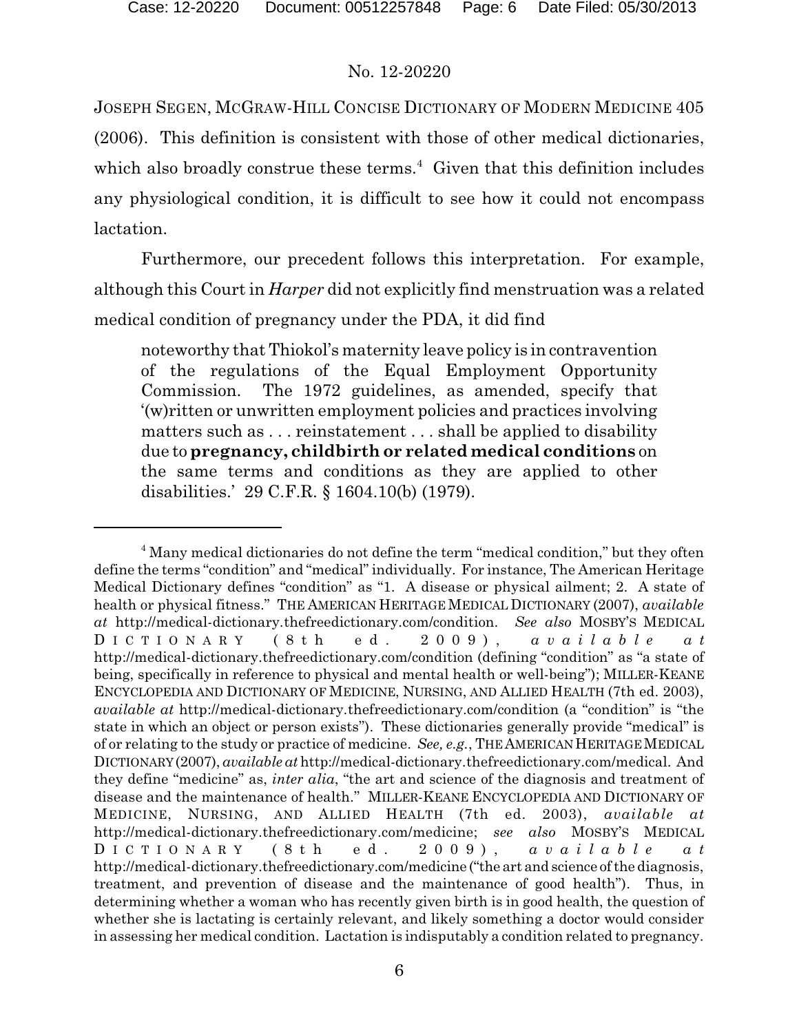JOSEPH SEGEN, MCGRAW-HILL CONCISE DICTIONARY OF MODERN MEDICINE 405 (2006). This definition is consistent with those of other medical dictionaries, which also broadly construe these terms.[4] Given that this definition includes any physiological condition, it is difficult to see how it could not encompass lactation.

Furthermore, our precedent follows this interpretation. For example, although this Court in *Harper* did not explicitly find menstruation was a related medical condition of pregnancy under the PDA, it did find

> noteworthy that Thiokol's maternity leave policy is in contravention of the regulations of the Equal Employment Opportunity Commission. The 1972 guidelines, as amended, specify that '(w)ritten or unwritten employment policies and practices involving matters such as . . . reinstatement . . . shall be applied to disability due to **pregnancy, childbirth or related medical conditions** on the same terms and conditions as they are applied to other disabilities.' 29 C.F.R. § 1604.10(b) (1979).

---

[4] Many medical dictionaries do not define the term "medical condition," but they often define the terms "condition" and "medical" individually. For instance, The American Heritage Medical Dictionary defines "condition" as "1. A disease or physical ailment; 2. A state of health or physical fitness." THE AMERICAN HERITAGE MEDICAL DICTIONARY (2007), *available at* http://medical-dictionary.thefreedictionary.com/condition. *See also* MOSBY'S MEDICAL DICTIONARY (8th ed. 2009), *available at* http://medical-dictionary.thefreedictionary.com/condition (defining "condition" as "a state of being, specifically in reference to physical and mental health or well-being"); MILLER-KEANE ENCYCLOPEDIA AND DICTIONARY OF MEDICINE, NURSING, AND ALLIED HEALTH (7th ed. 2003), *available at* http://medical-dictionary.thefreedictionary.com/condition (a "condition" is "the state in which an object or person exists"). These dictionaries generally provide "medical" is of or relating to the study or practice of medicine. *See, e.g.*, THE AMERICAN HERITAGE MEDICAL DICTIONARY (2007), *available at* http://medical-dictionary.thefreedictionary.com/medical. And they define "medicine" as, *inter alia*, "the art and science of the diagnosis and treatment of disease and the maintenance of health." MILLER-KEANE ENCYCLOPEDIA AND DICTIONARY OF MEDICINE, NURSING, AND ALLIED HEALTH (7th ed. 2003), *available at* http://medical-dictionary.thefreedictionary.com/medicine; *see also* MOSBY'S MEDICAL DICTIONARY (8th ed. 2009), *available at* http://medical-dictionary.thefreedictionary.com/medicine ("the art and science of the diagnosis, treatment, and prevention of disease and the maintenance of good health"). Thus, in determining whether a woman who has recently given birth is in good health, the question of whether she is lactating is certainly relevant, and likely something a doctor would consider in assessing her medical condition. Lactation is indisputably a condition related to pregnancy.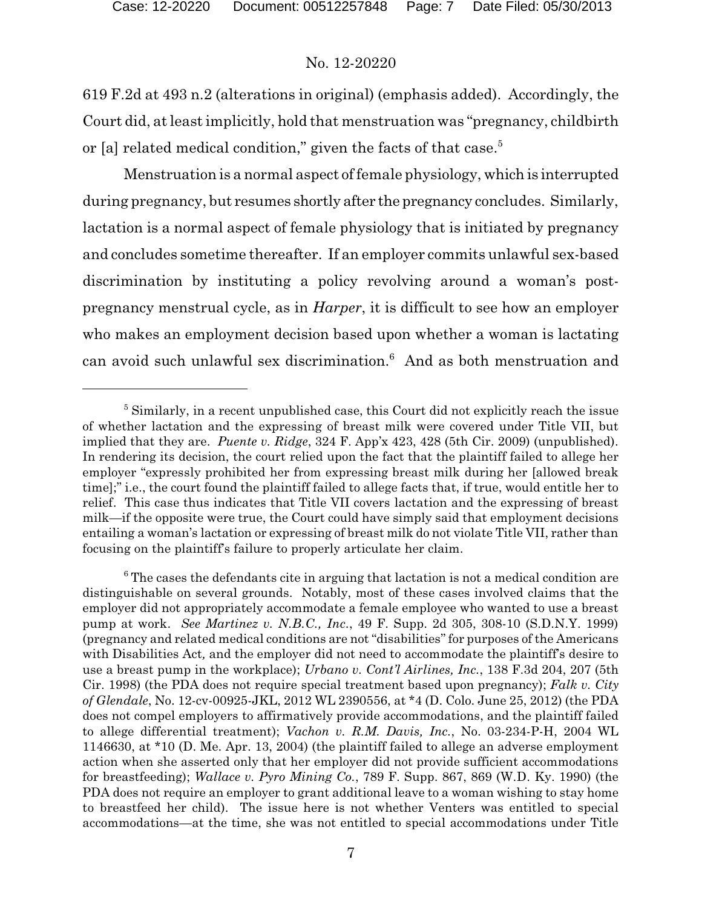619 F.2d at 493 n.2 (alterations in original) (emphasis added). Accordingly, the Court did, at least implicitly, hold that menstruation was "pregnancy, childbirth or [a] related medical condition," given the facts of that case.[5]

Menstruation is a normal aspect of female physiology, which is interrupted during pregnancy, but resumes shortly after the pregnancy concludes. Similarly, lactation is a normal aspect of female physiology that is initiated by pregnancy and concludes sometime thereafter. If an employer commits unlawful sex-based discrimination by instituting a policy revolving around a woman's post-pregnancy menstrual cycle, as in *Harper*, it is difficult to see how an employer who makes an employment decision based upon whether a woman is lactating can avoid such unlawful sex discrimination.[6] And as both menstruation and

---

[5] Similarly, in a recent unpublished case, this Court did not explicitly reach the issue of whether lactation and the expressing of breast milk were covered under Title VII, but implied that they are. *Puente v. Ridge*, 324 F. App'x 423, 428 (5th Cir. 2009) (unpublished). In rendering its decision, the court relied upon the fact that the plaintiff failed to allege her employer "expressly prohibited her from expressing breast milk during her [allowed break time];" i.e., the court found the plaintiff failed to allege facts that, if true, would entitle her to relief. This case thus indicates that Title VII covers lactation and the expressing of breast milk—if the opposite were true, the Court could have simply said that employment decisions entailing a woman's lactation or expressing of breast milk do not violate Title VII, rather than focusing on the plaintiff's failure to properly articulate her claim.

[6] The cases the defendants cite in arguing that lactation is not a medical condition are distinguishable on several grounds. Notably, most of these cases involved claims that the employer did not appropriately accommodate a female employee who wanted to use a breast pump at work. *See Martinez v. N.B.C., Inc.*, 49 F. Supp. 2d 305, 308-10 (S.D.N.Y. 1999) (pregnancy and related medical conditions are not "disabilities" for purposes of the Americans with Disabilities Act*,* and the employer did not need to accommodate the plaintiff's desire to use a breast pump in the workplace); *Urbano v. Cont'l Airlines, Inc.*, 138 F.3d 204, 207 (5th Cir. 1998) (the PDA does not require special treatment based upon pregnancy); *Falk v. City of Glendale*, No. 12-cv-00925-JKL, 2012 WL 2390556, at *4 (D. Colo. June 25, 2012) (the PDA does not compel employers to affirmatively provide accommodations, and the plaintiff failed to allege differential treatment); *Vachon v. R.M. Davis, Inc.*, No. 03-234-P-H, 2004 WL 1146630, at *10 (D. Me. Apr. 13, 2004) (the plaintiff failed to allege an adverse employment action when she asserted only that her employer did not provide sufficient accommodations for breastfeeding); *Wallace v. Pyro Mining Co.*, 789 F. Supp. 867, 869 (W.D. Ky. 1990) (the PDA does not require an employer to grant additional leave to a woman wishing to stay home to breastfeed her child). The issue here is not whether Venters was entitled to special accommodations—at the time, she was not entitled to special accommodations under Title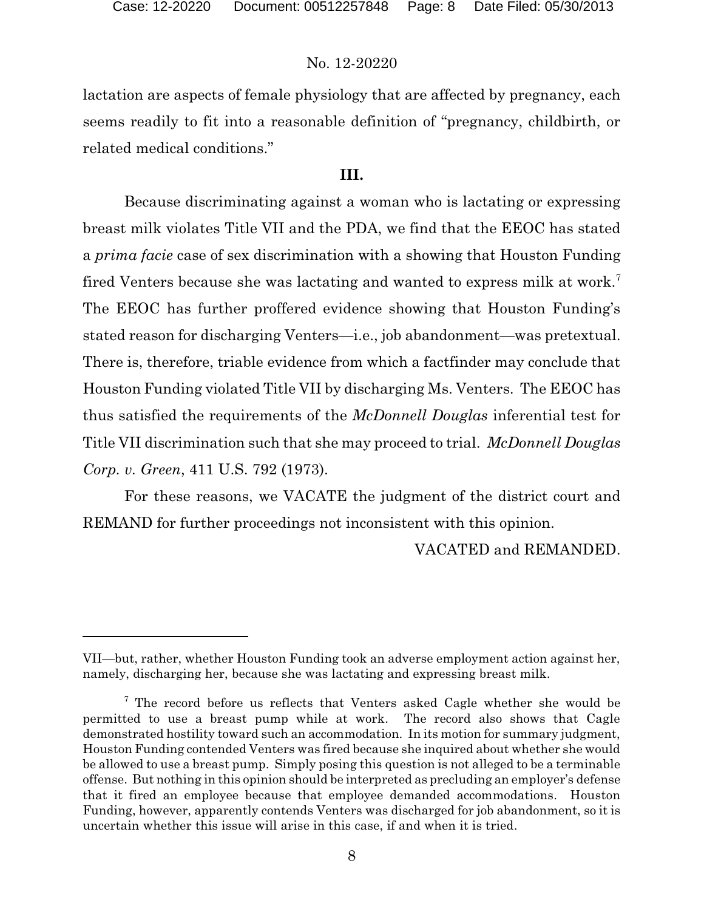lactation are aspects of female physiology that are affected by pregnancy, each seems readily to fit into a reasonable definition of "pregnancy, childbirth, or related medical conditions."

## III.

Because discriminating against a woman who is lactating or expressing breast milk violates Title VII and the PDA, we find that the EEOC has stated a *prima facie* case of sex discrimination with a showing that Houston Funding fired Venters because she was lactating and wanted to express milk at work.[7] The EEOC has further proffered evidence showing that Houston Funding's stated reason for discharging Venters—i.e., job abandonment—was pretextual. There is, therefore, triable evidence from which a factfinder may conclude that Houston Funding violated Title VII by discharging Ms. Venters. The EEOC has thus satisfied the requirements of the *McDonnell Douglas* inferential test for Title VII discrimination such that she may proceed to trial. *McDonnell Douglas Corp. v. Green*, 411 U.S. 792 (1973).

For these reasons, we VACATE the judgment of the district court and REMAND for further proceedings not inconsistent with this opinion.

VACATED and REMANDED.

---

VII—but, rather, whether Houston Funding took an adverse employment action against her, namely, discharging her, because she was lactating and expressing breast milk.

[7] The record before us reflects that Venters asked Cagle whether she would be permitted to use a breast pump while at work. The record also shows that Cagle demonstrated hostility toward such an accommodation. In its motion for summary judgment, Houston Funding contended Venters was fired because she inquired about whether she would be allowed to use a breast pump. Simply posing this question is not alleged to be a terminable offense. But nothing in this opinion should be interpreted as precluding an employer's defense that it fired an employee because that employee demanded accommodations. Houston Funding, however, apparently contends Venters was discharged for job abandonment, so it is uncertain whether this issue will arise in this case, if and when it is tried.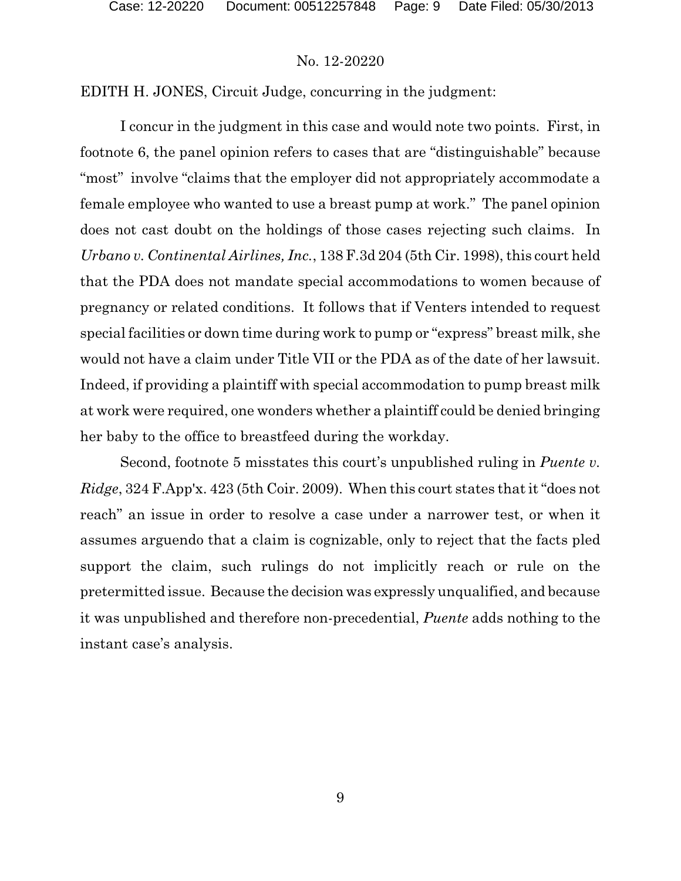No. 12-20220

EDITH H. JONES, Circuit Judge, concurring in the judgment:

I concur in the judgment in this case and would note two points. First, in footnote 6, the panel opinion refers to cases that are "distinguishable" because "most" involve "claims that the employer did not appropriately accommodate a female employee who wanted to use a breast pump at work." The panel opinion does not cast doubt on the holdings of those cases rejecting such claims. In *Urbano v. Continental Airlines, Inc.*, 138 F.3d 204 (5th Cir. 1998), this court held that the PDA does not mandate special accommodations to women because of pregnancy or related conditions. It follows that if Venters intended to request special facilities or down time during work to pump or "express" breast milk, she would not have a claim under Title VII or the PDA as of the date of her lawsuit. Indeed, if providing a plaintiff with special accommodation to pump breast milk at work were required, one wonders whether a plaintiff could be denied bringing her baby to the office to breastfeed during the workday.

Second, footnote 5 misstates this court's unpublished ruling in *Puente v. Ridge*, 324 F.App'x. 423 (5th Coir. 2009). When this court states that it "does not reach" an issue in order to resolve a case under a narrower test, or when it assumes arguendo that a claim is cognizable, only to reject that the facts pled support the claim, such rulings do not implicitly reach or rule on the pretermitted issue. Because the decision was expressly unqualified, and because it was unpublished and therefore non-precedential, *Puente* adds nothing to the instant case's analysis.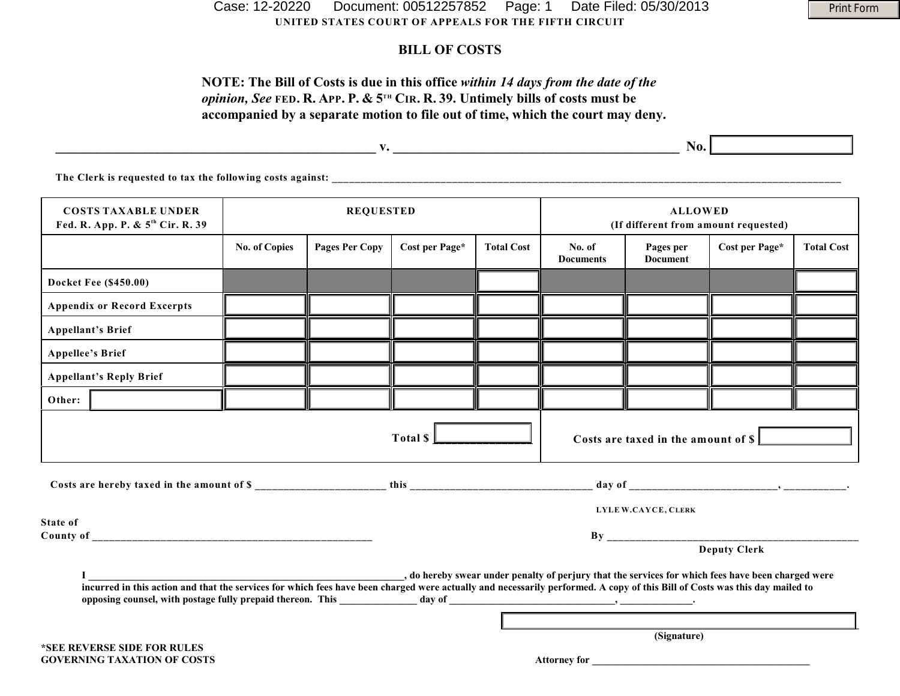UNITED STATES COURT OF APPEALS FOR THE FIFTH CIRCUIT

# BILL OF COSTS

**NOTE: The Bill of Costs is due in this office *within 14 days from the date of the opinion, See* FED. R. APP. P. & 5TH CIR. R. 39. Untimely bills of costs must be accompanied by a separate motion to file out of time, which the court may deny.**

________________________________________________ v. ____________________________________________ No. __________

The Clerk is requested to tax the following costs against: ______________________________________________________________

| COSTS TAXABLE UNDER Fed. R. App. P. & 5th Cir. R. 39 | REQUESTED | | | | ALLOWED (If different from amount requested) | | | |
|---|---|---|---|---|---|---|---|---|
| | No. of Copies | Pages Per Copy | Cost per Page* | Total Cost | No. of Documents | Pages per Document | Cost per Page* | Total Cost |
| Docket Fee ($450.00) | | | | | | | | |
| Appendix or Record Excerpts | | | | | | | | |
| Appellant's Brief | | | | | | | | |
| Appellee's Brief | | | | | | | | |
| Appellant's Reply Brief | | | | | | | | |
| Other: | | | | | | | | |
| | | | | Total $ ________ | | | | Costs are taxed in the amount of $ ________ |

Costs are hereby taxed in the amount of $ ______________________ this ________________________________ day of __________________________, ___________.

State of

County of ____________________________________________________

LYLE W. CAYCE, CLERK

By ______________________________________________

Deputy Clerk

I _____________________________________________________________, do hereby swear under penalty of perjury that the services for which fees have been charged were incurred in this action and that the services for which fees have been charged were actually and necessarily performed. A copy of this Bill of Costs was this day mailed to opposing counsel, with postage fully prepaid thereon. This _______________ day of ________________________________, ______________.

(Signature)

*SEE REVERSE SIDE FOR RULES GOVERNING TAXATION OF COSTS

Attorney for ____________________________________________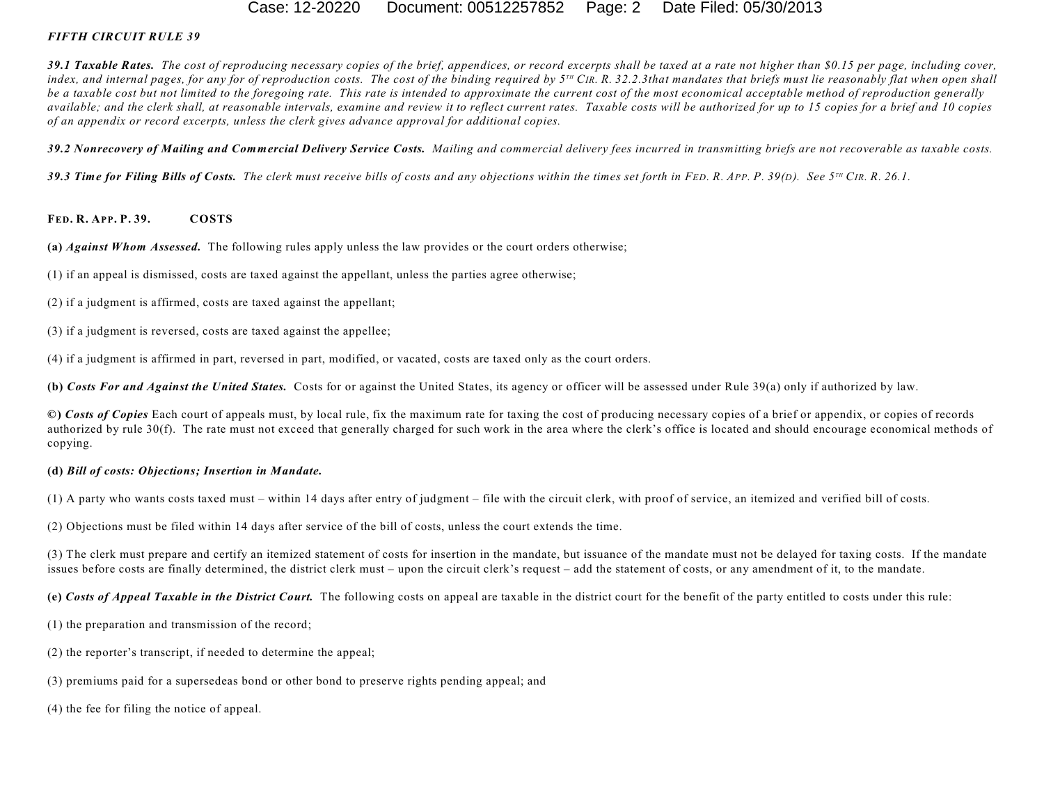***FIFTH CIRCUIT RULE 39***

***39.1 Taxable Rates.*** *The cost of reproducing necessary copies of the brief, appendices, or record excerpts shall be taxed at a rate not higher than $0.15 per page, including cover, index, and internal pages, for any for of reproduction costs. The cost of the binding required by 5TH CIR. R. 32.2.3that mandates that briefs must lie reasonably flat when open shall be a taxable cost but not limited to the foregoing rate. This rate is intended to approximate the current cost of the most economical acceptable method of reproduction generally available; and the clerk shall, at reasonable intervals, examine and review it to reflect current rates. Taxable costs will be authorized for up to 15 copies for a brief and 10 copies of an appendix or record excerpts, unless the clerk gives advance approval for additional copies.*

***39.2 Nonrecovery of Mailing and Commercial Delivery Service Costs.*** *Mailing and commercial delivery fees incurred in transmitting briefs are not recoverable as taxable costs.*

***39.3 Time for Filing Bills of Costs.*** *The clerk must receive bills of costs and any objections within the times set forth in FED. R. APP. P. 39(D). See 5TH CIR. R. 26.1.*

**FED. R. APP. P. 39. COSTS**

**(a)** ***Against Whom Assessed.*** The following rules apply unless the law provides or the court orders otherwise;

(1) if an appeal is dismissed, costs are taxed against the appellant, unless the parties agree otherwise;

(2) if a judgment is affirmed, costs are taxed against the appellant;

(3) if a judgment is reversed, costs are taxed against the appellee;

(4) if a judgment is affirmed in part, reversed in part, modified, or vacated, costs are taxed only as the court orders.

**(b)** ***Costs For and Against the United States.*** Costs for or against the United States, its agency or officer will be assessed under Rule 39(a) only if authorized by law.

**©)** ***Costs of Copies*** Each court of appeals must, by local rule, fix the maximum rate for taxing the cost of producing necessary copies of a brief or appendix, or copies of records authorized by rule 30(f). The rate must not exceed that generally charged for such work in the area where the clerk's office is located and should encourage economical methods of copying.

**(d)** ***Bill of costs: Objections; Insertion in Mandate.***

(1) A party who wants costs taxed must – within 14 days after entry of judgment – file with the circuit clerk, with proof of service, an itemized and verified bill of costs.

(2) Objections must be filed within 14 days after service of the bill of costs, unless the court extends the time.

(3) The clerk must prepare and certify an itemized statement of costs for insertion in the mandate, but issuance of the mandate must not be delayed for taxing costs. If the mandate issues before costs are finally determined, the district clerk must – upon the circuit clerk's request – add the statement of costs, or any amendment of it, to the mandate.

**(e)** ***Costs of Appeal Taxable in the District Court.*** The following costs on appeal are taxable in the district court for the benefit of the party entitled to costs under this rule:

(1) the preparation and transmission of the record;

(2) the reporter's transcript, if needed to determine the appeal;

(3) premiums paid for a supersedeas bond or other bond to preserve rights pending appeal; and

(4) the fee for filing the notice of appeal.